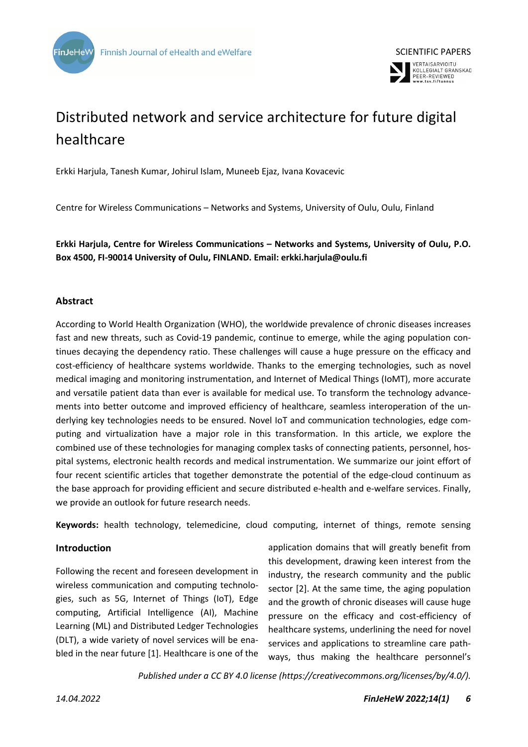# Distributed network and service architecture for future digital healthcare

Erkki Harjula, Tanesh Kumar, Johirul Islam, Muneeb Ejaz, Ivana Kovacevic

Centre for Wireless Communications – Networks and Systems, University of Oulu, Oulu, Finland

**Erkki Harjula, Centre for Wireless Communications – Networks and Systems, University of Oulu, P.O. Box 4500, FI-90014 University of Oulu, FINLAND. Email: erkki.harjula@oulu.fi**

## Abstract

According to World Health Organization (WHO), the worldwide prevalence of chronic diseases increases fast and new threats, such as Covid-19 pandemic, continue to emerge, while the aging population continues decaying the dependency ratio. These challenges will cause a huge pressure on the efficacy and cost-efficiency of healthcare systems worldwide. Thanks to the emerging technologies, such as novel medical imaging and monitoring instrumentation, and Internet of Medical Things (IoMT), more accurate and versatile patient data than ever is available for medical use. To transform the technology advancements into better outcome and improved efficiency of healthcare, seamless interoperation of the underlying key technologies needs to be ensured. Novel IoT and communication technologies, edge computing and virtualization have a major role in this transformation. In this article, we explore the combined use of these technologies for managing complex tasks of connecting patients, personnel, hospital systems, electronic health records and medical instrumentation. We summarize our joint effort of four recent scientific articles that together demonstrate the potential of the edge-cloud continuum as the base approach for providing efficient and secure distributed e-health and e-welfare services. Finally, we provide an outlook for future research needs.

**Keywords:** health technology, telemedicine, cloud computing, internet of things, remote sensing

## Introduction

Following the recent and foreseen development in wireless communication and computing technologies, such as 5G, Internet of Things (IoT), Edge computing, Artificial Intelligence (AI), Machine Learning (ML) and Distributed Ledger Technologies (DLT), a wide variety of novel services will be enabled in the near future [1]. Healthcare is one of the application domains that will greatly benefit from this development, drawing keen interest from the industry, the research community and the public sector [2]. At the same time, the aging population and the growth of chronic diseases will cause huge pressure on the efficacy and cost-efficiency of healthcare systems, underlining the need for novel services and applications to streamline care pathways, thus making the healthcare personnel's

*Published under a CC BY 4.0 license (https://creativecommons.org/licenses/by/4.0/).*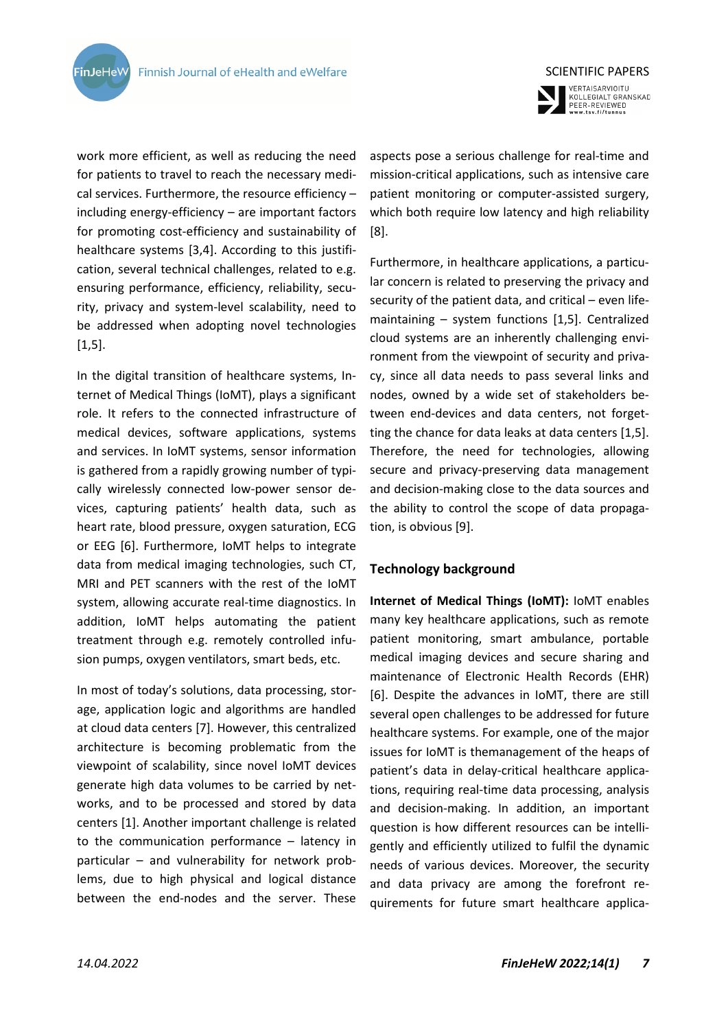work more efficient, as well as reducing the need for patients to travel to reach the necessary medical services. Furthermore, the resource efficiency – including energy-efficiency – are important factors for promoting cost-efficiency and sustainability of healthcare systems [3,4]. According to this justification, several technical challenges, related to e.g. ensuring performance, efficiency, reliability, security, privacy and system-level scalability, need to be addressed when adopting novel technologies [1,5].

In the digital transition of healthcare systems, Internet of Medical Things (IoMT), plays a significant role. It refers to the connected infrastructure of medical devices, software applications, systems and services. In IoMT systems, sensor information is gathered from a rapidly growing number of typically wirelessly connected low-power sensor devices, capturing patients' health data, such as heart rate, blood pressure, oxygen saturation, ECG or EEG [6]. Furthermore, IoMT helps to integrate data from medical imaging technologies, such CT, MRI and PET scanners with the rest of the IoMT system, allowing accurate real-time diagnostics. In addition, IoMT helps automating the patient treatment through e.g. remotely controlled infusion pumps, oxygen ventilators, smart beds, etc.

In most of today's solutions, data processing, storage, application logic and algorithms are handled at cloud data centers [7]. However, this centralized architecture is becoming problematic from the viewpoint of scalability, since novel IoMT devices generate high data volumes to be carried by networks, and to be processed and stored by data centers [1]. Another important challenge is related to the communication performance – latency in particular – and vulnerability for network problems, due to high physical and logical distance between the end-nodes and the server. These aspects pose a serious challenge for real-time and mission-critical applications, such as intensive care patient monitoring or computer-assisted surgery, which both require low latency and high reliability [8].

Furthermore, in healthcare applications, a particular concern is related to preserving the privacy and security of the patient data, and critical – even life-maintaining – system functions [1,5]. Centralized cloud systems are an inherently challenging environment from the viewpoint of security and privacy, since all data needs to pass several links and nodes, owned by a wide set of stakeholders between end-devices and data centers, not forgetting the chance for data leaks at data centers [1,5]. Therefore, the need for technologies, allowing secure and privacy-preserving data management and decision-making close to the data sources and the ability to control the scope of data propagation, is obvious [9].

## Technology background

**Internet of Medical Things (IoMT):** IoMT enables many key healthcare applications, such as remote patient monitoring, smart ambulance, portable medical imaging devices and secure sharing and maintenance of Electronic Health Records (EHR) [6]. Despite the advances in IoMT, there are still several open challenges to be addressed for future healthcare systems. For example, one of the major issues for IoMT is themanagement of the heaps of patient's data in delay-critical healthcare applications, requiring real-time data processing, analysis and decision-making. In addition, an important question is how different resources can be intelligently and efficiently utilized to fulfil the dynamic needs of various devices. Moreover, the security and data privacy are among the forefront requirements for future smart healthcare applica-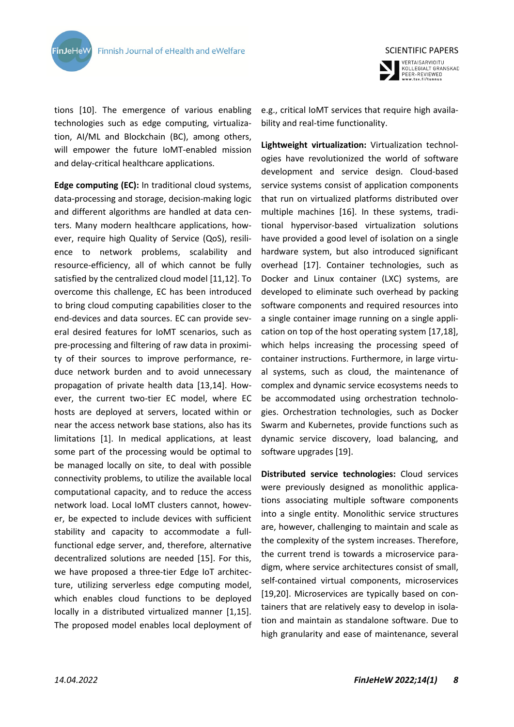tions [10]. The emergence of various enabling technologies such as edge computing, virtualization, AI/ML and Blockchain (BC), among others, will empower the future IoMT-enabled mission and delay-critical healthcare applications.

**Edge computing (EC):** In traditional cloud systems, data-processing and storage, decision-making logic and different algorithms are handled at data centers. Many modern healthcare applications, however, require high Quality of Service (QoS), resilience to network problems, scalability and resource-efficiency, all of which cannot be fully satisfied by the centralized cloud model [11,12]. To overcome this challenge, EC has been introduced to bring cloud computing capabilities closer to the end-devices and data sources. EC can provide several desired features for IoMT scenarios, such as pre-processing and filtering of raw data in proximity of their sources to improve performance, reduce network burden and to avoid unnecessary propagation of private health data [13,14]. However, the current two-tier EC model, where EC hosts are deployed at servers, located within or near the access network base stations, also has its limitations [1]. In medical applications, at least some part of the processing would be optimal to be managed locally on site, to deal with possible connectivity problems, to utilize the available local computational capacity, and to reduce the access network load. Local IoMT clusters cannot, however, be expected to include devices with sufficient stability and capacity to accommodate a full-functional edge server, and, therefore, alternative decentralized solutions are needed [15]. For this, we have proposed a three-tier Edge IoT architecture, utilizing serverless edge computing model, which enables cloud functions to be deployed locally in a distributed virtualized manner [1,15]. The proposed model enables local deployment of e.g., critical IoMT services that require high availability and real-time functionality.

**Lightweight virtualization:** Virtualization technologies have revolutionized the world of software development and service design. Cloud-based service systems consist of application components that run on virtualized platforms distributed over multiple machines [16]. In these systems, traditional hypervisor-based virtualization solutions have provided a good level of isolation on a single hardware system, but also introduced significant overhead [17]. Container technologies, such as Docker and Linux container (LXC) systems, are developed to eliminate such overhead by packing software components and required resources into a single container image running on a single application on top of the host operating system [17,18], which helps increasing the processing speed of container instructions. Furthermore, in large virtual systems, such as cloud, the maintenance of complex and dynamic service ecosystems needs to be accommodated using orchestration technologies. Orchestration technologies, such as Docker Swarm and Kubernetes, provide functions such as dynamic service discovery, load balancing, and software upgrades [19].

**Distributed service technologies:** Cloud services were previously designed as monolithic applications associating multiple software components into a single entity. Monolithic service structures are, however, challenging to maintain and scale as the complexity of the system increases. Therefore, the current trend is towards a microservice paradigm, where service architectures consist of small, self-contained virtual components, microservices [19,20]. Microservices are typically based on containers that are relatively easy to develop in isolation and maintain as standalone software. Due to high granularity and ease of maintenance, several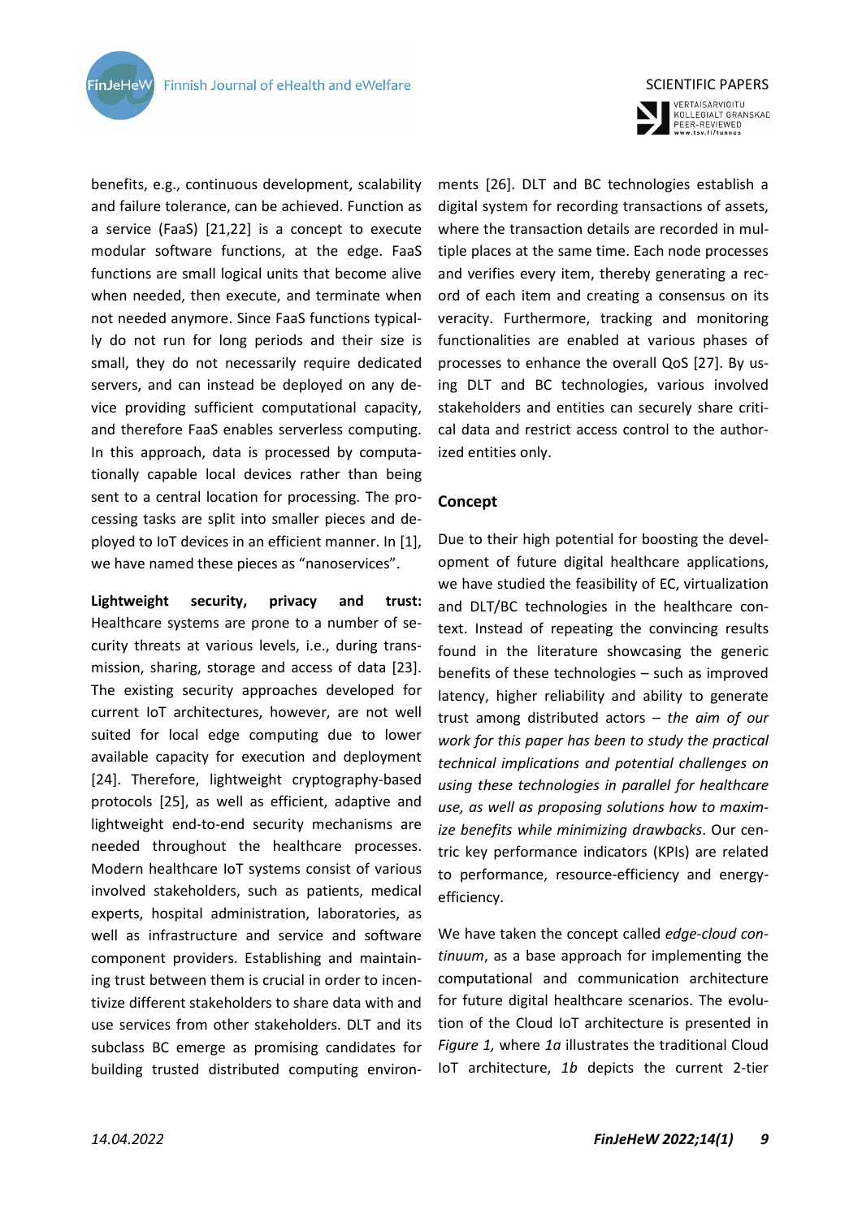benefits, e.g., continuous development, scalability and failure tolerance, can be achieved. Function as a service (FaaS) [21,22] is a concept to execute modular software functions, at the edge. FaaS functions are small logical units that become alive when needed, then execute, and terminate when not needed anymore. Since FaaS functions typically do not run for long periods and their size is small, they do not necessarily require dedicated servers, and can instead be deployed on any device providing sufficient computational capacity, and therefore FaaS enables serverless computing. In this approach, data is processed by computationally capable local devices rather than being sent to a central location for processing. The processing tasks are split into smaller pieces and deployed to IoT devices in an efficient manner. In [1], we have named these pieces as "nanoservices".

**Lightweight security, privacy and trust:** Healthcare systems are prone to a number of security threats at various levels, i.e., during transmission, sharing, storage and access of data [23]. The existing security approaches developed for current IoT architectures, however, are not well suited for local edge computing due to lower available capacity for execution and deployment [24]. Therefore, lightweight cryptography-based protocols [25], as well as efficient, adaptive and lightweight end-to-end security mechanisms are needed throughout the healthcare processes. Modern healthcare IoT systems consist of various involved stakeholders, such as patients, medical experts, hospital administration, laboratories, as well as infrastructure and service and software component providers. Establishing and maintaining trust between them is crucial in order to incentivize different stakeholders to share data with and use services from other stakeholders. DLT and its subclass BC emerge as promising candidates for building trusted distributed computing environments [26]. DLT and BC technologies establish a digital system for recording transactions of assets, where the transaction details are recorded in multiple places at the same time. Each node processes and verifies every item, thereby generating a record of each item and creating a consensus on its veracity. Furthermore, tracking and monitoring functionalities are enabled at various phases of processes to enhance the overall QoS [27]. By using DLT and BC technologies, various involved stakeholders and entities can securely share critical data and restrict access control to the authorized entities only.

## Concept

Due to their high potential for boosting the development of future digital healthcare applications, we have studied the feasibility of EC, virtualization and DLT/BC technologies in the healthcare context. Instead of repeating the convincing results found in the literature showcasing the generic benefits of these technologies – such as improved latency, higher reliability and ability to generate trust among distributed actors – *the aim of our work for this paper has been to study the practical technical implications and potential challenges on using these technologies in parallel for healthcare use, as well as proposing solutions how to maximize benefits while minimizing drawbacks*. Our centric key performance indicators (KPIs) are related to performance, resource-efficiency and energy-efficiency.

We have taken the concept called *edge-cloud continuum*, as a base approach for implementing the computational and communication architecture for future digital healthcare scenarios. The evolution of the Cloud IoT architecture is presented in *Figure 1,* where *1a* illustrates the traditional Cloud IoT architecture, *1b* depicts the current 2-tier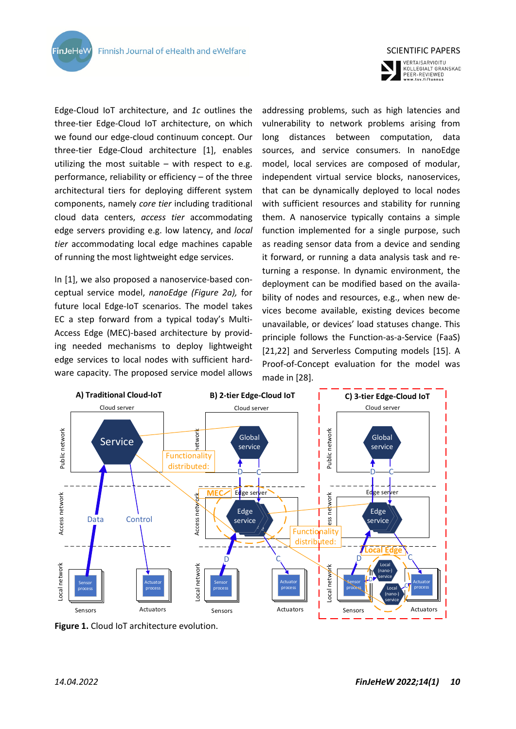Edge-Cloud IoT architecture, and *1c* outlines the three-tier Edge-Cloud IoT architecture, on which we found our edge-cloud continuum concept. Our three-tier Edge-Cloud architecture [1], enables utilizing the most suitable – with respect to e.g. performance, reliability or efficiency – of the three architectural tiers for deploying different system components, namely *core tier* including traditional cloud data centers, *access tier* accommodating edge servers providing e.g. low latency, and *local tier* accommodating local edge machines capable of running the most lightweight edge services.

In [1], we also proposed a nanoservice-based conceptual service model, *nanoEdge (Figure 2a),* for future local Edge-IoT scenarios. The model takes EC a step forward from a typical today's Multi-Access Edge (MEC)-based architecture by providing needed mechanisms to deploy lightweight edge services to local nodes with sufficient hardware capacity. The proposed service model allows addressing problems, such as high latencies and vulnerability to network problems arising from long distances between computation, data sources, and service consumers. In nanoEdge model, local services are composed of modular, independent virtual service blocks, nanoservices, that can be dynamically deployed to local nodes with sufficient resources and stability for running them. A nanoservice typically contains a simple function implemented for a single purpose, such as reading sensor data from a device and sending it forward, or running a data analysis task and returning a response. In dynamic environment, the deployment can be modified based on the availability of nodes and resources, e.g., when new devices become available, existing devices become unavailable, or devices' load statuses change. This principle follows the Function-as-a-Service (FaaS) [21,22] and Serverless Computing models [15]. A Proof-of-Concept evaluation for the model was made in [28].

**Figure 1.** Cloud IoT architecture evolution.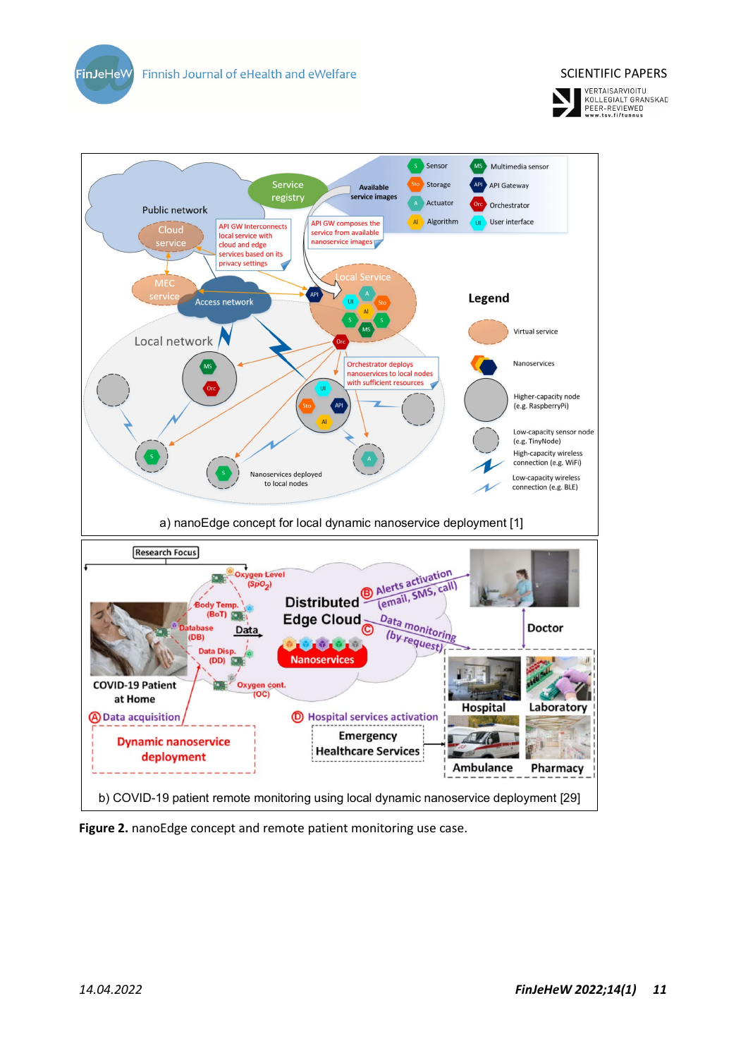a) nanoEdge concept for local dynamic nanoservice deployment [1]

b) COVID-19 patient remote monitoring using local dynamic nanoservice deployment [29]

**Figure 2.** nanoEdge concept and remote patient monitoring use case.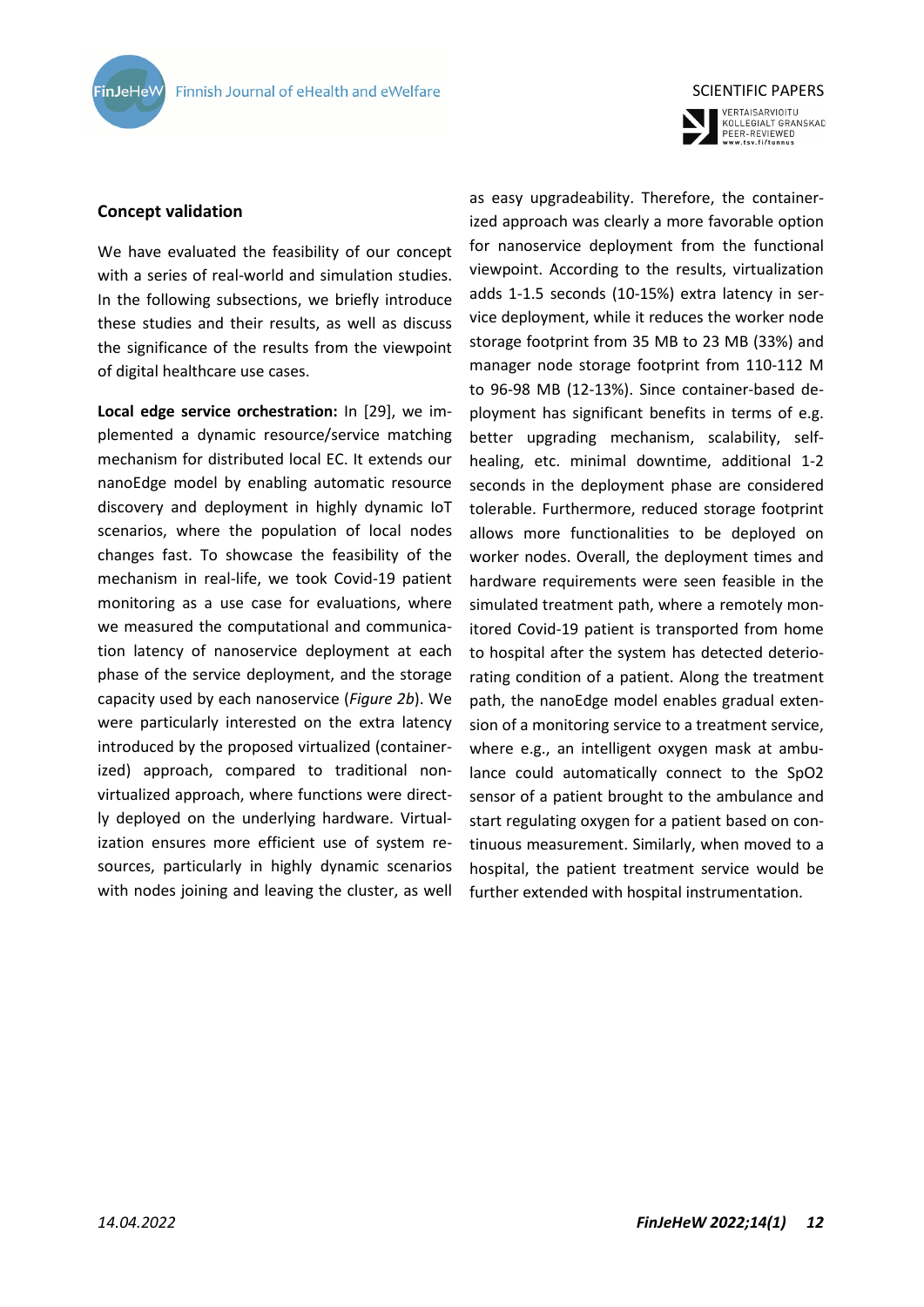## Concept validation

We have evaluated the feasibility of our concept with a series of real-world and simulation studies. In the following subsections, we briefly introduce these studies and their results, as well as discuss the significance of the results from the viewpoint of digital healthcare use cases.

**Local edge service orchestration:** In [29], we implemented a dynamic resource/service matching mechanism for distributed local EC. It extends our nanoEdge model by enabling automatic resource discovery and deployment in highly dynamic IoT scenarios, where the population of local nodes changes fast. To showcase the feasibility of the mechanism in real-life, we took Covid-19 patient monitoring as a use case for evaluations, where we measured the computational and communication latency of nanoservice deployment at each phase of the service deployment, and the storage capacity used by each nanoservice (*Figure 2b*). We were particularly interested on the extra latency introduced by the proposed virtualized (containerized) approach, compared to traditional non-virtualized approach, where functions were directly deployed on the underlying hardware. Virtualization ensures more efficient use of system resources, particularly in highly dynamic scenarios with nodes joining and leaving the cluster, as well as easy upgradeability. Therefore, the containerized approach was clearly a more favorable option for nanoservice deployment from the functional viewpoint. According to the results, virtualization adds 1-1.5 seconds (10-15%) extra latency in service deployment, while it reduces the worker node storage footprint from 35 MB to 23 MB (33%) and manager node storage footprint from 110-112 M to 96-98 MB (12-13%). Since container-based deployment has significant benefits in terms of e.g. better upgrading mechanism, scalability, self-healing, etc. minimal downtime, additional 1-2 seconds in the deployment phase are considered tolerable. Furthermore, reduced storage footprint allows more functionalities to be deployed on worker nodes. Overall, the deployment times and hardware requirements were seen feasible in the simulated treatment path, where a remotely monitored Covid-19 patient is transported from home to hospital after the system has detected deteriorating condition of a patient. Along the treatment path, the nanoEdge model enables gradual extension of a monitoring service to a treatment service, where e.g., an intelligent oxygen mask at ambulance could automatically connect to the SpO2 sensor of a patient brought to the ambulance and start regulating oxygen for a patient based on continuous measurement. Similarly, when moved to a hospital, the patient treatment service would be further extended with hospital instrumentation.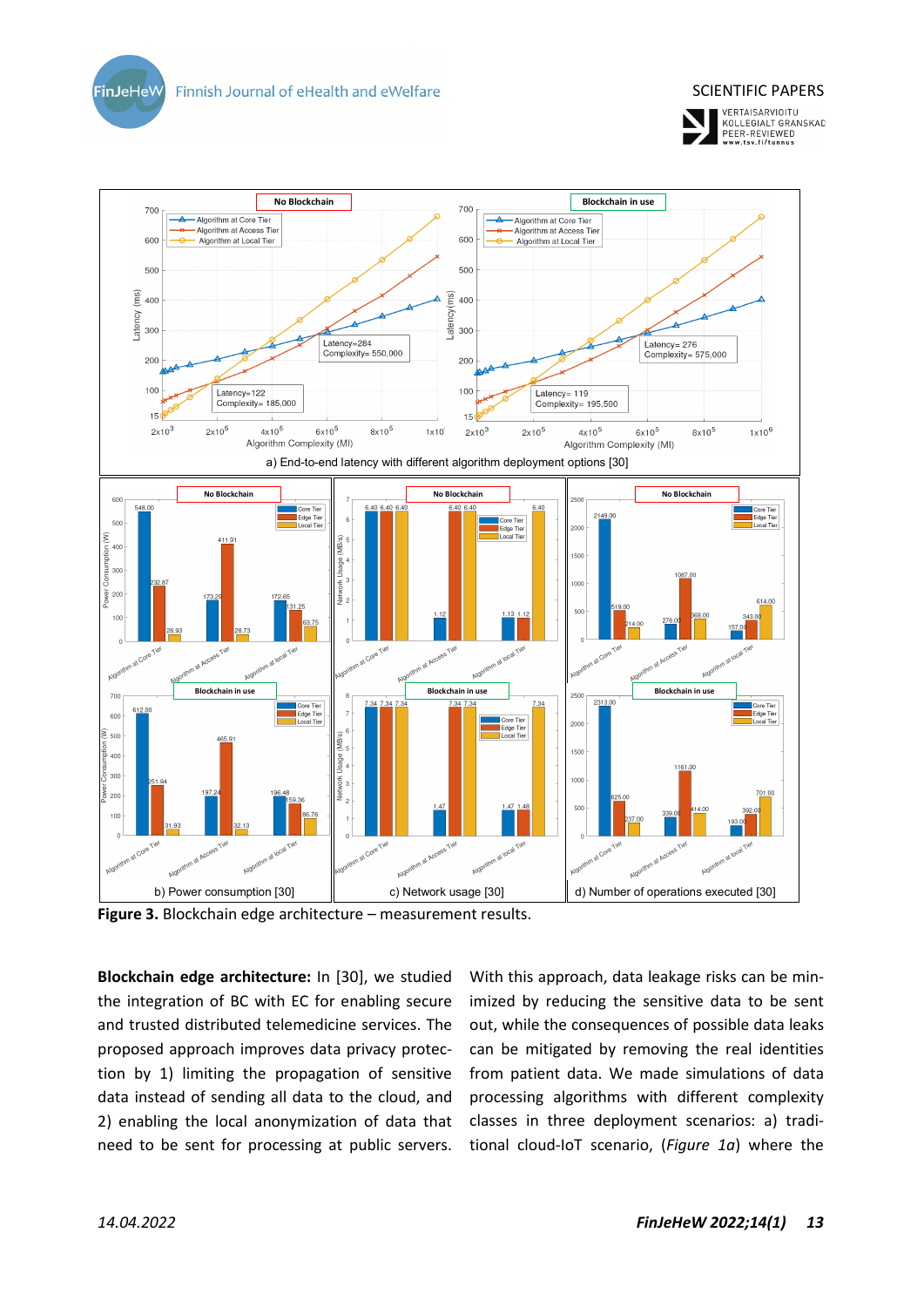**Figure 3.** Blockchain edge architecture – measurement results.

**Blockchain edge architecture:** In [30], we studied the integration of BC with EC for enabling secure and trusted distributed telemedicine services. The proposed approach improves data privacy protection by 1) limiting the propagation of sensitive data instead of sending all data to the cloud, and 2) enabling the local anonymization of data that need to be sent for processing at public servers. With this approach, data leakage risks can be minimized by reducing the sensitive data to be sent out, while the consequences of possible data leaks can be mitigated by removing the real identities from patient data. We made simulations of data processing algorithms with different complexity classes in three deployment scenarios: a) traditional cloud-IoT scenario, (*Figure 1a*) where the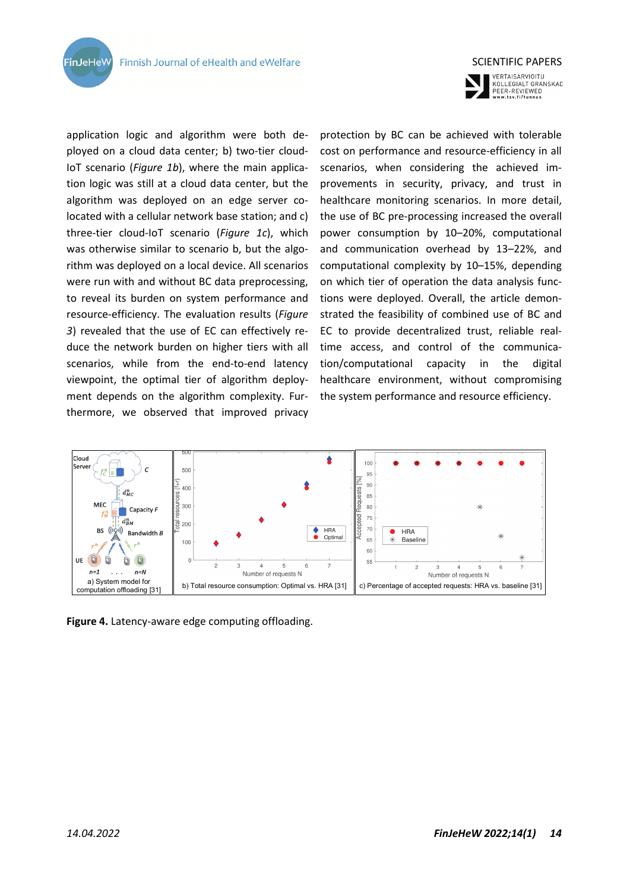application logic and algorithm were both deployed on a cloud data center; b) two-tier cloud-IoT scenario (*Figure 1b*), where the main application logic was still at a cloud data center, but the algorithm was deployed on an edge server co-located with a cellular network base station; and c) three-tier cloud-IoT scenario (*Figure 1c*), which was otherwise similar to scenario b, but the algorithm was deployed on a local device. All scenarios were run with and without BC data preprocessing, to reveal its burden on system performance and resource-efficiency. The evaluation results (*Figure 3*) revealed that the use of EC can effectively reduce the network burden on higher tiers with all scenarios, while from the end-to-end latency viewpoint, the optimal tier of algorithm deployment depends on the algorithm complexity. Furthermore, we observed that improved privacy protection by BC can be achieved with tolerable cost on performance and resource-efficiency in all scenarios, when considering the achieved improvements in security, privacy, and trust in healthcare monitoring scenarios. In more detail, the use of BC pre-processing increased the overall power consumption by 10–20%, computational and communication overhead by 13–22%, and computational complexity by 10–15%, depending on which tier of operation the data analysis functions were deployed. Overall, the article demonstrated the feasibility of combined use of BC and EC to provide decentralized trust, reliable real-time access, and control of the communication/computational capacity in the digital healthcare environment, without compromising the system performance and resource efficiency.

a) System model for computation offloading [31]

b) Total resource consumption: Optimal vs. HRA [31]

c) Percentage of accepted requests: HRA vs. baseline [31]

**Figure 4.** Latency-aware edge computing offloading.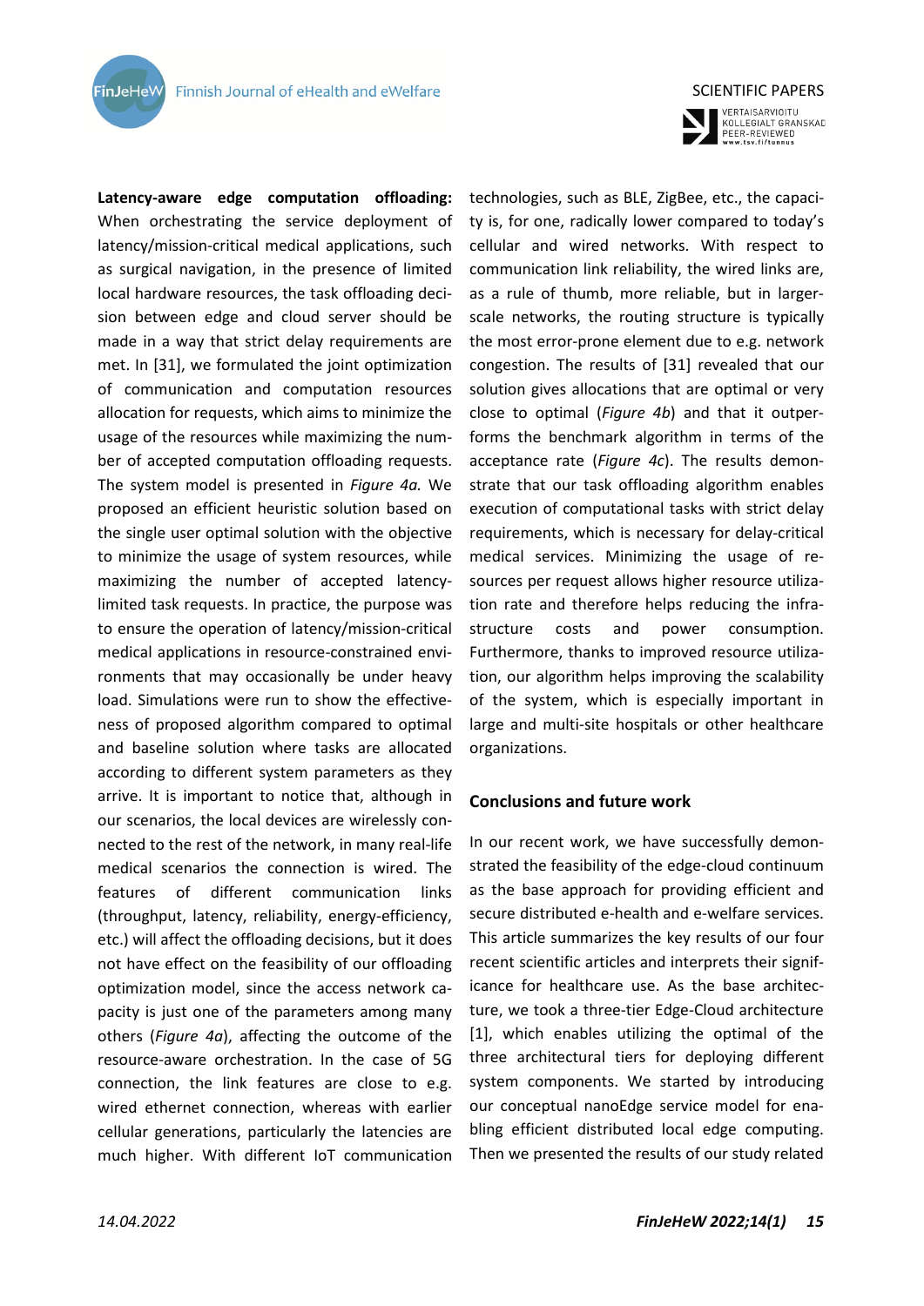**Latency-aware edge computation offloading:** When orchestrating the service deployment of latency/mission-critical medical applications, such as surgical navigation, in the presence of limited local hardware resources, the task offloading decision between edge and cloud server should be made in a way that strict delay requirements are met. In [31], we formulated the joint optimization of communication and computation resources allocation for requests, which aims to minimize the usage of the resources while maximizing the number of accepted computation offloading requests. The system model is presented in *Figure 4a.* We proposed an efficient heuristic solution based on the single user optimal solution with the objective to minimize the usage of system resources, while maximizing the number of accepted latency-limited task requests. In practice, the purpose was to ensure the operation of latency/mission-critical medical applications in resource-constrained environments that may occasionally be under heavy load. Simulations were run to show the effectiveness of proposed algorithm compared to optimal and baseline solution where tasks are allocated according to different system parameters as they arrive. It is important to notice that, although in our scenarios, the local devices are wirelessly connected to the rest of the network, in many real-life medical scenarios the connection is wired. The features of different communication links (throughput, latency, reliability, energy-efficiency, etc.) will affect the offloading decisions, but it does not have effect on the feasibility of our offloading optimization model, since the access network capacity is just one of the parameters among many others (*Figure 4a*), affecting the outcome of the resource-aware orchestration. In the case of 5G connection, the link features are close to e.g. wired ethernet connection, whereas with earlier cellular generations, particularly the latencies are much higher. With different IoT communication technologies, such as BLE, ZigBee, etc., the capacity is, for one, radically lower compared to today's cellular and wired networks. With respect to communication link reliability, the wired links are, as a rule of thumb, more reliable, but in larger-scale networks, the routing structure is typically the most error-prone element due to e.g. network congestion. The results of [31] revealed that our solution gives allocations that are optimal or very close to optimal (*Figure 4b*) and that it outperforms the benchmark algorithm in terms of the acceptance rate (*Figure 4c*). The results demonstrate that our task offloading algorithm enables execution of computational tasks with strict delay requirements, which is necessary for delay-critical medical services. Minimizing the usage of resources per request allows higher resource utilization rate and therefore helps reducing the infrastructure costs and power consumption. Furthermore, thanks to improved resource utilization, our algorithm helps improving the scalability of the system, which is especially important in large and multi-site hospitals or other healthcare organizations.

## Conclusions and future work

In our recent work, we have successfully demonstrated the feasibility of the edge-cloud continuum as the base approach for providing efficient and secure distributed e-health and e-welfare services. This article summarizes the key results of our four recent scientific articles and interprets their significance for healthcare use. As the base architecture, we took a three-tier Edge-Cloud architecture [1], which enables utilizing the optimal of the three architectural tiers for deploying different system components. We started by introducing our conceptual nanoEdge service model for enabling efficient distributed local edge computing. Then we presented the results of our study related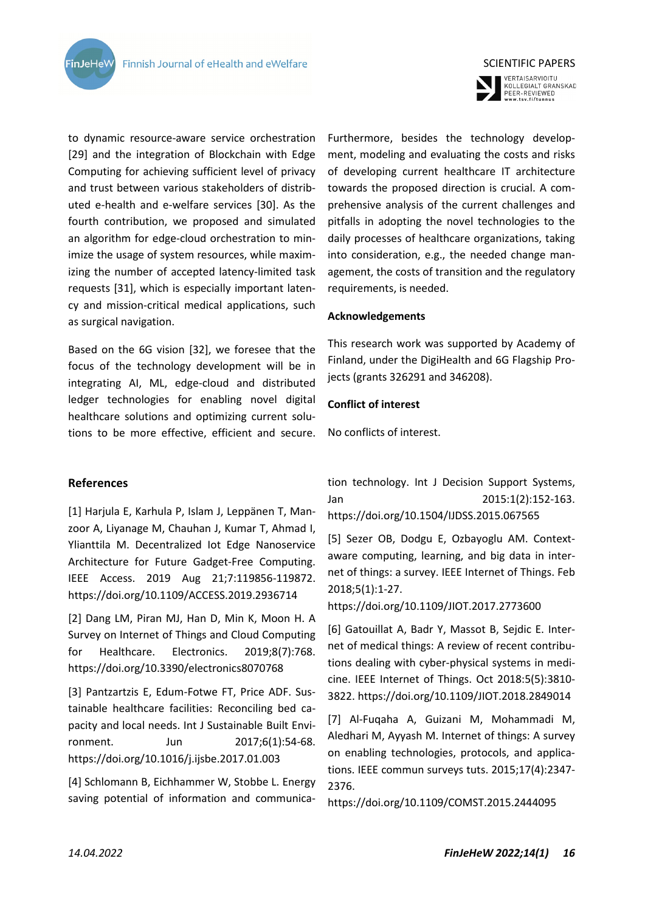to dynamic resource-aware service orchestration [29] and the integration of Blockchain with Edge Computing for achieving sufficient level of privacy and trust between various stakeholders of distributed e-health and e-welfare services [30]. As the fourth contribution, we proposed and simulated an algorithm for edge-cloud orchestration to minimize the usage of system resources, while maximizing the number of accepted latency-limited task requests [31], which is especially important latency and mission-critical medical applications, such as surgical navigation.

Based on the 6G vision [32], we foresee that the focus of the technology development will be in integrating AI, ML, edge-cloud and distributed ledger technologies for enabling novel digital healthcare solutions and optimizing current solutions to be more effective, efficient and secure. Furthermore, besides the technology development, modeling and evaluating the costs and risks of developing current healthcare IT architecture towards the proposed direction is crucial. A comprehensive analysis of the current challenges and pitfalls in adopting the novel technologies to the daily processes of healthcare organizations, taking into consideration, e.g., the needed change management, the costs of transition and the regulatory requirements, is needed.

**Acknowledgements**

This research work was supported by Academy of Finland, under the DigiHealth and 6G Flagship Projects (grants 326291 and 346208).

**Conflict of interest**

No conflicts of interest.

## References

[1] Harjula E, Karhula P, Islam J, Leppänen T, Manzoor A, Liyanage M, Chauhan J, Kumar T, Ahmad I, Ylianttila M. Decentralized Iot Edge Nanoservice Architecture for Future Gadget-Free Computing. IEEE Access. 2019 Aug 21;7:119856-119872. https://doi.org/10.1109/ACCESS.2019.2936714

[2] Dang LM, Piran MJ, Han D, Min K, Moon H. A Survey on Internet of Things and Cloud Computing for Healthcare. Electronics. 2019;8(7):768. https://doi.org/10.3390/electronics8070768

[3] Pantzartzis E, Edum-Fotwe FT, Price ADF. Sustainable healthcare facilities: Reconciling bed capacity and local needs. Int J Sustainable Built Environment. Jun 2017;6(1):54-68. https://doi.org/10.1016/j.ijsbe.2017.01.003

[4] Schlomann B, Eichhammer W, Stobbe L. Energy saving potential of information and communication technology. Int J Decision Support Systems, Jan 2015:1(2):152-163. https://doi.org/10.1504/IJDSS.2015.067565

[5] Sezer OB, Dodgu E, Ozbayoglu AM. Context-aware computing, learning, and big data in internet of things: a survey. IEEE Internet of Things. Feb 2018;5(1):1-27. https://doi.org/10.1109/JIOT.2017.2773600

[6] Gatouillat A, Badr Y, Massot B, Sejdic E. Internet of medical things: A review of recent contributions dealing with cyber-physical systems in medicine. IEEE Internet of Things. Oct 2018:5(5):3810-3822. https://doi.org/10.1109/JIOT.2018.2849014

[7] Al-Fuqaha A, Guizani M, Mohammadi M, Aledhari M, Ayyash M. Internet of things: A survey on enabling technologies, protocols, and applications. IEEE commun surveys tuts. 2015;17(4):2347-2376. https://doi.org/10.1109/COMST.2015.2444095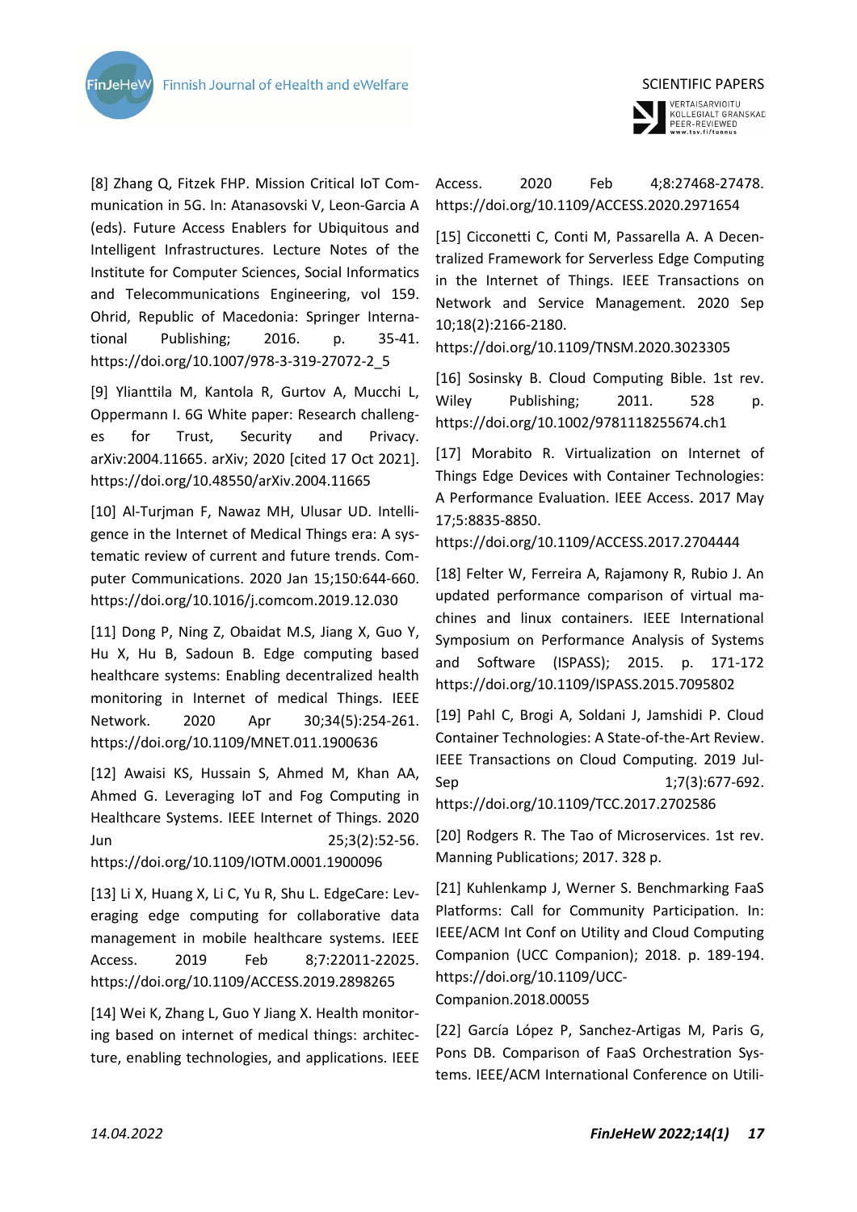[8] Zhang Q, Fitzek FHP. Mission Critical IoT Communication in 5G. In: Atanasovski V, Leon-Garcia A (eds). Future Access Enablers for Ubiquitous and Intelligent Infrastructures. Lecture Notes of the Institute for Computer Sciences, Social Informatics and Telecommunications Engineering, vol 159. Ohrid, Republic of Macedonia: Springer International Publishing; 2016. p. 35-41. https://doi.org/10.1007/978-3-319-27072-2_5

[9] Ylianttila M, Kantola R, Gurtov A, Mucchi L, Oppermann I. 6G White paper: Research challenges for Trust, Security and Privacy. arXiv:2004.11665. arXiv; 2020 [cited 17 Oct 2021]. https://doi.org/10.48550/arXiv.2004.11665

[10] Al-Turjman F, Nawaz MH, Ulusar UD. Intelligence in the Internet of Medical Things era: A systematic review of current and future trends. Computer Communications. 2020 Jan 15;150:644-660. https://doi.org/10.1016/j.comcom.2019.12.030

[11] Dong P, Ning Z, Obaidat M.S, Jiang X, Guo Y, Hu X, Hu B, Sadoun B. Edge computing based healthcare systems: Enabling decentralized health monitoring in Internet of medical Things. IEEE Network. 2020 Apr 30;34(5):254-261. https://doi.org/10.1109/MNET.011.1900636

[12] Awaisi KS, Hussain S, Ahmed M, Khan AA, Ahmed G. Leveraging IoT and Fog Computing in Healthcare Systems. IEEE Internet of Things. 2020 Jun 25;3(2):52-56. https://doi.org/10.1109/IOTM.0001.1900096

[13] Li X, Huang X, Li C, Yu R, Shu L. EdgeCare: Leveraging edge computing for collaborative data management in mobile healthcare systems. IEEE Access. 2019 Feb 8;7:22011-22025. https://doi.org/10.1109/ACCESS.2019.2898265

[14] Wei K, Zhang L, Guo Y Jiang X. Health monitoring based on internet of medical things: architecture, enabling technologies, and applications. IEEE Access. 2020 Feb 4;8:27468-27478. https://doi.org/10.1109/ACCESS.2020.2971654

[15] Cicconetti C, Conti M, Passarella A. A Decentralized Framework for Serverless Edge Computing in the Internet of Things. IEEE Transactions on Network and Service Management. 2020 Sep 10;18(2):2166-2180. https://doi.org/10.1109/TNSM.2020.3023305

[16] Sosinsky B. Cloud Computing Bible. 1st rev. Wiley Publishing; 2011. 528 p. https://doi.org/10.1002/9781118255674.ch1

[17] Morabito R. Virtualization on Internet of Things Edge Devices with Container Technologies: A Performance Evaluation. IEEE Access. 2017 May 17;5:8835-8850. https://doi.org/10.1109/ACCESS.2017.2704444

[18] Felter W, Ferreira A, Rajamony R, Rubio J. An updated performance comparison of virtual machines and linux containers. IEEE International Symposium on Performance Analysis of Systems and Software (ISPASS); 2015. p. 171-172 https://doi.org/10.1109/ISPASS.2015.7095802

[19] Pahl C, Brogi A, Soldani J, Jamshidi P. Cloud Container Technologies: A State-of-the-Art Review. IEEE Transactions on Cloud Computing. 2019 Jul-Sep 1;7(3):677-692. https://doi.org/10.1109/TCC.2017.2702586

[20] Rodgers R. The Tao of Microservices. 1st rev. Manning Publications; 2017. 328 p.

[21] Kuhlenkamp J, Werner S. Benchmarking FaaS Platforms: Call for Community Participation. In: IEEE/ACM Int Conf on Utility and Cloud Computing Companion (UCC Companion); 2018. p. 189-194. https://doi.org/10.1109/UCC-Companion.2018.00055

[22] García López P, Sanchez-Artigas M, Paris G, Pons DB. Comparison of FaaS Orchestration Systems. IEEE/ACM International Conference on Utili-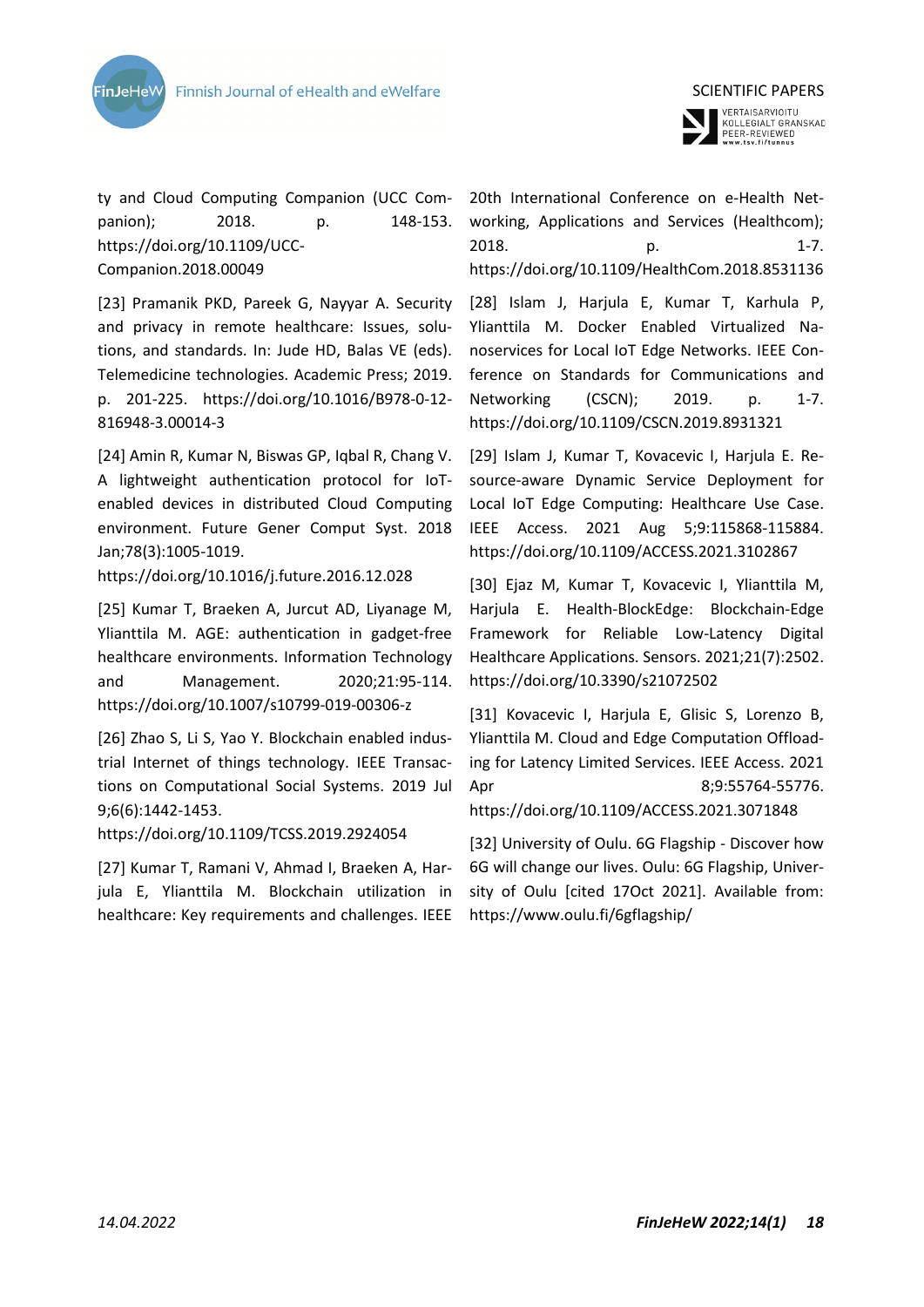ty and Cloud Computing Companion (UCC Companion); 2018. p. 148-153. https://doi.org/10.1109/UCC-Companion.2018.00049

[23] Pramanik PKD, Pareek G, Nayyar A. Security and privacy in remote healthcare: Issues, solutions, and standards. In: Jude HD, Balas VE (eds). Telemedicine technologies. Academic Press; 2019. p. 201-225. https://doi.org/10.1016/B978-0-12-816948-3.00014-3

[24] Amin R, Kumar N, Biswas GP, Iqbal R, Chang V. A lightweight authentication protocol for IoT-enabled devices in distributed Cloud Computing environment. Future Gener Comput Syst. 2018 Jan;78(3):1005-1019. https://doi.org/10.1016/j.future.2016.12.028

[25] Kumar T, Braeken A, Jurcut AD, Liyanage M, Ylianttila M. AGE: authentication in gadget-free healthcare environments. Information Technology and Management. 2020;21:95-114. https://doi.org/10.1007/s10799-019-00306-z

[26] Zhao S, Li S, Yao Y. Blockchain enabled industrial Internet of things technology. IEEE Transactions on Computational Social Systems. 2019 Jul 9;6(6):1442-1453. https://doi.org/10.1109/TCSS.2019.2924054

[27] Kumar T, Ramani V, Ahmad I, Braeken A, Harjula E, Ylianttila M. Blockchain utilization in healthcare: Key requirements and challenges. IEEE 20th International Conference on e-Health Networking, Applications and Services (Healthcom); 2018. p. 1-7. https://doi.org/10.1109/HealthCom.2018.8531136

[28] Islam J, Harjula E, Kumar T, Karhula P, Ylianttila M. Docker Enabled Virtualized Nanoservices for Local IoT Edge Networks. IEEE Conference on Standards for Communications and Networking (CSCN); 2019. p. 1-7. https://doi.org/10.1109/CSCN.2019.8931321

[29] Islam J, Kumar T, Kovacevic I, Harjula E. Resource-aware Dynamic Service Deployment for Local IoT Edge Computing: Healthcare Use Case. IEEE Access. 2021 Aug 5;9:115868-115884. https://doi.org/10.1109/ACCESS.2021.3102867

[30] Ejaz M, Kumar T, Kovacevic I, Ylianttila M, Harjula E. Health-BlockEdge: Blockchain-Edge Framework for Reliable Low-Latency Digital Healthcare Applications. Sensors. 2021;21(7):2502. https://doi.org/10.3390/s21072502

[31] Kovacevic I, Harjula E, Glisic S, Lorenzo B, Ylianttila M. Cloud and Edge Computation Offloading for Latency Limited Services. IEEE Access. 2021 Apr 8;9:55764-55776. https://doi.org/10.1109/ACCESS.2021.3071848

[32] University of Oulu. 6G Flagship - Discover how 6G will change our lives. Oulu: 6G Flagship, University of Oulu [cited 17Oct 2021]. Available from: https://www.oulu.fi/6gflagship/